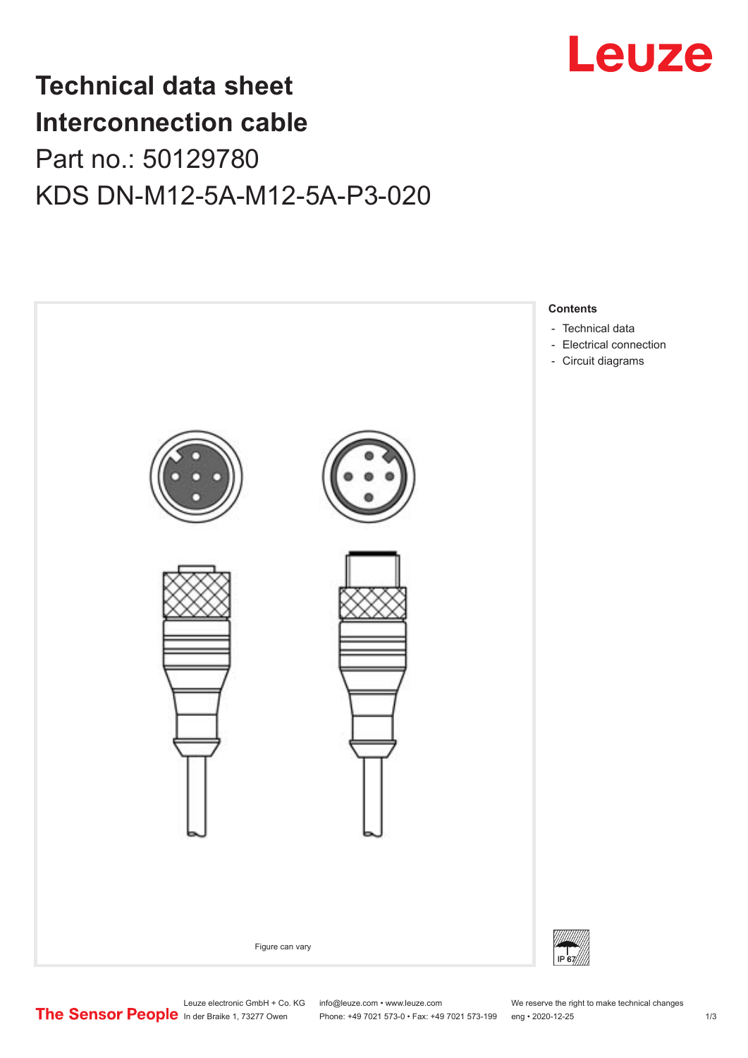# Technical data sheet
# Interconnection cable

Part no.: 50129780

KDS DN-M12-5A-M12-5A-P3-020

Figure can vary

**Contents**

- Technical data
- Electrical connection
- Circuit diagrams

IP 67

Leuze electronic GmbH + Co. KG
In der Braike 1, 73277 Owen

info@leuze.com • www.leuze.com
Phone: +49 7021 573-0 • Fax: +49 7021 573-199

We reserve the right to make technical changes
eng • 2020-12-25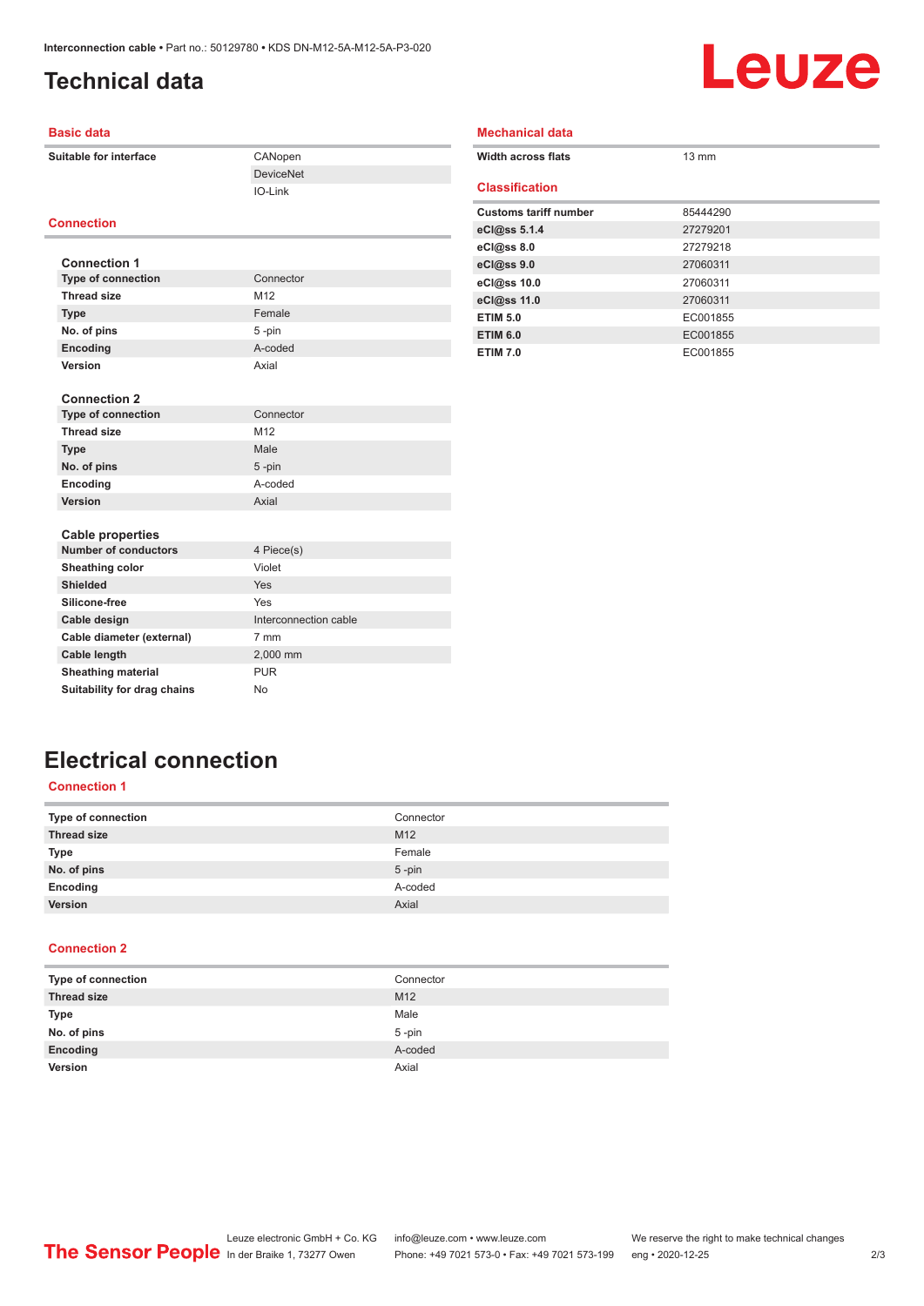# Technical data

## Basic data

| | |
|---|---|
| **Suitable for interface** | CANopen |
| | DeviceNet |
| | IO-Link |

## Connection

**Connection 1**

| | |
|---|---|
| **Type of connection** | Connector |
| **Thread size** | M12 |
| **Type** | Female |
| **No. of pins** | 5 -pin |
| **Encoding** | A-coded |
| **Version** | Axial |

**Connection 2**

| | |
|---|---|
| **Type of connection** | Connector |
| **Thread size** | M12 |
| **Type** | Male |
| **No. of pins** | 5 -pin |
| **Encoding** | A-coded |
| **Version** | Axial |

**Cable properties**

| | |
|---|---|
| **Number of conductors** | 4 Piece(s) |
| **Sheathing color** | Violet |
| **Shielded** | Yes |
| **Silicone-free** | Yes |
| **Cable design** | Interconnection cable |
| **Cable diameter (external)** | 7 mm |
| **Cable length** | 2,000 mm |
| **Sheathing material** | PUR |
| **Suitability for drag chains** | No |

## Mechanical data

| | |
|---|---|
| **Width across flats** | 13 mm |

## Classification

| | |
|---|---|
| **Customs tariff number** | 85444290 |
| **eCl@ss 5.1.4** | 27279201 |
| **eCl@ss 8.0** | 27279218 |
| **eCl@ss 9.0** | 27060311 |
| **eCl@ss 10.0** | 27060311 |
| **eCl@ss 11.0** | 27060311 |
| **ETIM 5.0** | EC001855 |
| **ETIM 6.0** | EC001855 |
| **ETIM 7.0** | EC001855 |

# Electrical connection

## Connection 1

| | |
|---|---|
| **Type of connection** | Connector |
| **Thread size** | M12 |
| **Type** | Female |
| **No. of pins** | 5 -pin |
| **Encoding** | A-coded |
| **Version** | Axial |

## Connection 2

| | |
|---|---|
| **Type of connection** | Connector |
| **Thread size** | M12 |
| **Type** | Male |
| **No. of pins** | 5 -pin |
| **Encoding** | A-coded |
| **Version** | Axial |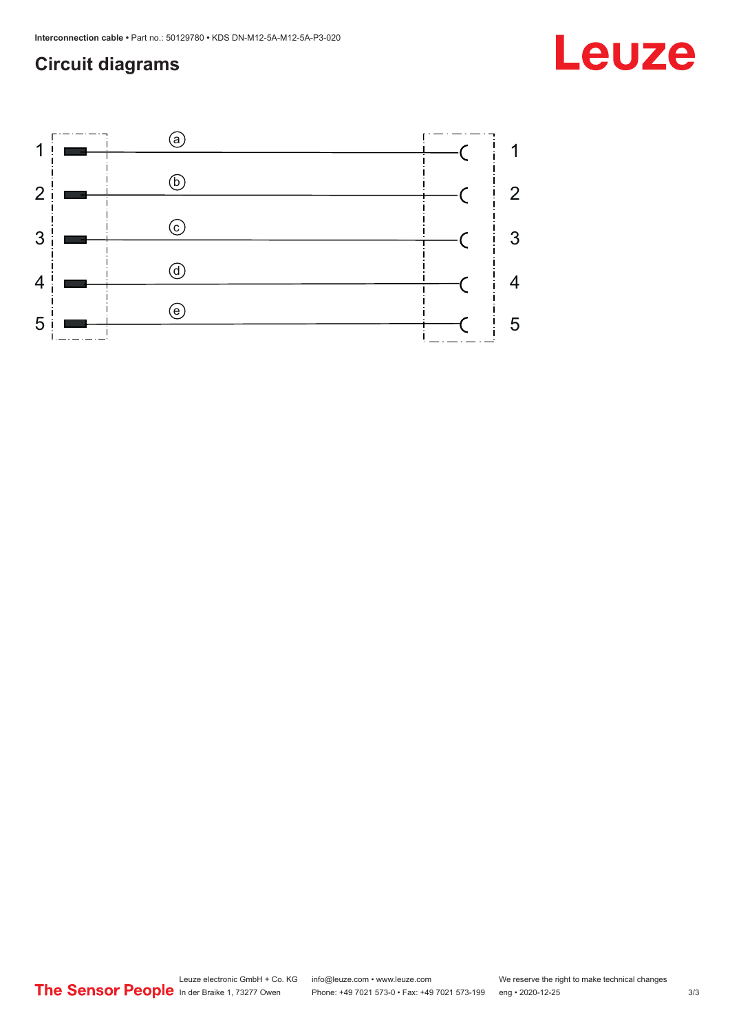## Circuit diagrams

1
2
3
4
5

a
b
c
d
e

1
2
3
4
5